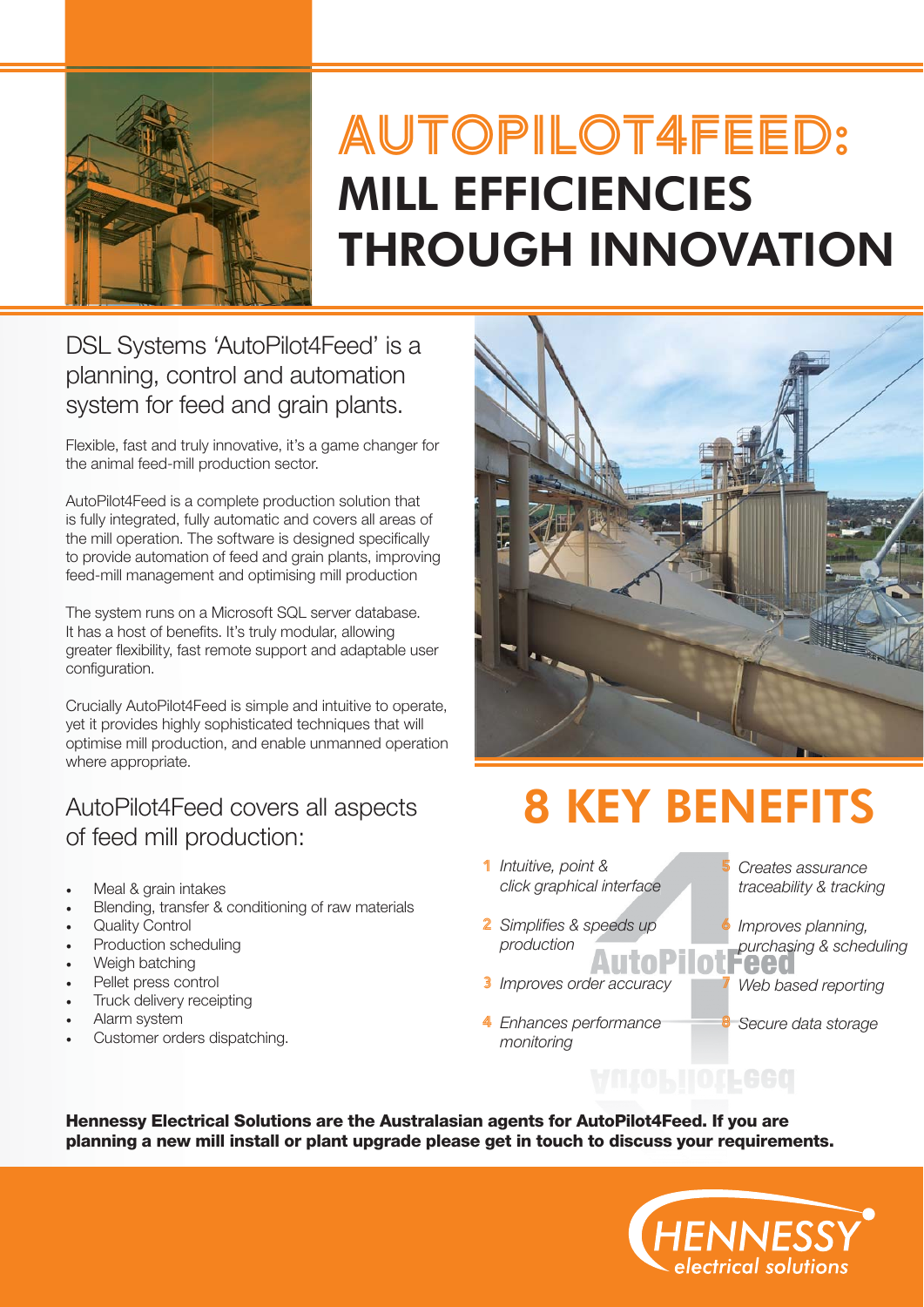# AUTOPILOT4FEED: MILL EFFICIENCIES THROUGH INNOVATION

## DSL Systems 'AutoPilot4Feed' is a planning, control and automation system for feed and grain plants.

Flexible, fast and truly innovative, it's a game changer for the animal feed-mill production sector.

AutoPilot4Feed is a complete production solution that is fully integrated, fully automatic and covers all areas of the mill operation. The software is designed specifically to provide automation of feed and grain plants, improving feed-mill management and optimising mill production

The system runs on a Microsoft SQL server database. It has a host of benefits. It's truly modular, allowing greater flexibility, fast remote support and adaptable user configuration.

Crucially AutoPilot4Feed is simple and intuitive to operate, yet it provides highly sophisticated techniques that will optimise mill production, and enable unmanned operation where appropriate.

## AutoPilot4Feed covers all aspects of feed mill production:

- Meal & grain intakes
- Blending, transfer & conditioning of raw materials
- Quality Control
- Production scheduling
- Weigh batching
- Pellet press control
- Truck delivery receipting
- Alarm system
- Customer orders dispatching.

# 8 KEY BENEFITS

1. *Intuitive, point & click graphical interface*
2. *Simplifies & speeds up production*
3. *Improves order accuracy*
4. *Enhances performance monitoring*
5. *Creates assurance traceability & tracking*
6. *Improves planning, purchasing & scheduling*
7. *Web based reporting*
8. *Secure data storage*

**Hennessy Electrical Solutions are the Australasian agents for AutoPilot4Feed. If you are planning a new mill install or plant upgrade please get in touch to discuss your requirements.**

HENNESSY electrical solutions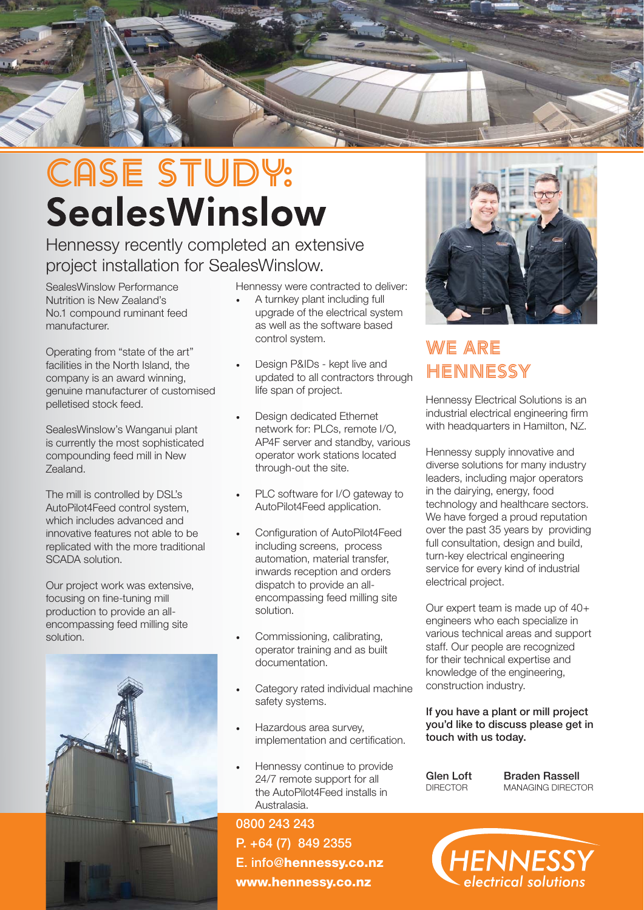# CASE STUDY: SealesWinslow

## Hennessy recently completed an extensive project installation for SealesWinslow.

SealesWinslow Performance Nutrition is New Zealand's No.1 compound ruminant feed manufacturer.

Operating from "state of the art" facilities in the North Island, the company is an award winning, genuine manufacturer of customised pelletised stock feed.

SealesWinslow's Wanganui plant is currently the most sophisticated compounding feed mill in New Zealand.

The mill is controlled by DSL's AutoPilot4Feed control system, which includes advanced and innovative features not able to be replicated with the more traditional SCADA solution.

Our project work was extensive, focusing on fine-tuning mill production to provide an all-encompassing feed milling site solution.

Hennessy were contracted to deliver:

- A turnkey plant including full upgrade of the electrical system as well as the software based control system.
- Design P&IDs - kept live and updated to all contractors through life span of project.
- Design dedicated Ethernet network for: PLCs, remote I/O, AP4F server and standby, various operator work stations located through-out the site.
- PLC software for I/O gateway to AutoPilot4Feed application.
- Configuration of AutoPilot4Feed including screens, process automation, material transfer, inwards reception and orders dispatch to provide an all-encompassing feed milling site solution.
- Commissioning, calibrating, operator training and as built documentation.
- Category rated individual machine safety systems.
- Hazardous area survey, implementation and certification.
- Hennessy continue to provide 24/7 remote support for all the AutoPilot4Feed installs in Australasia.

## WE ARE HENNESSY

Hennessy Electrical Solutions is an industrial electrical engineering firm with headquarters in Hamilton, NZ.

Hennessy supply innovative and diverse solutions for many industry leaders, including major operators in the dairying, energy, food technology and healthcare sectors. We have forged a proud reputation over the past 35 years by providing full consultation, design and build, turn-key electrical engineering service for every kind of industrial electrical project.

Our expert team is made up of 40+ engineers who each specialize in various technical areas and support staff. Our people are recognized for their technical expertise and knowledge of the engineering, construction industry.

**If you have a plant or mill project you'd like to discuss please get in touch with us today.**

**Glen Loft**
DIRECTOR

**Braden Rassell**
MANAGING DIRECTOR

0800 243 243
P. +64 (7) 849 2355
E. info@hennessy.co.nz
**www.hennessy.co.nz**

HENNESSY electrical solutions